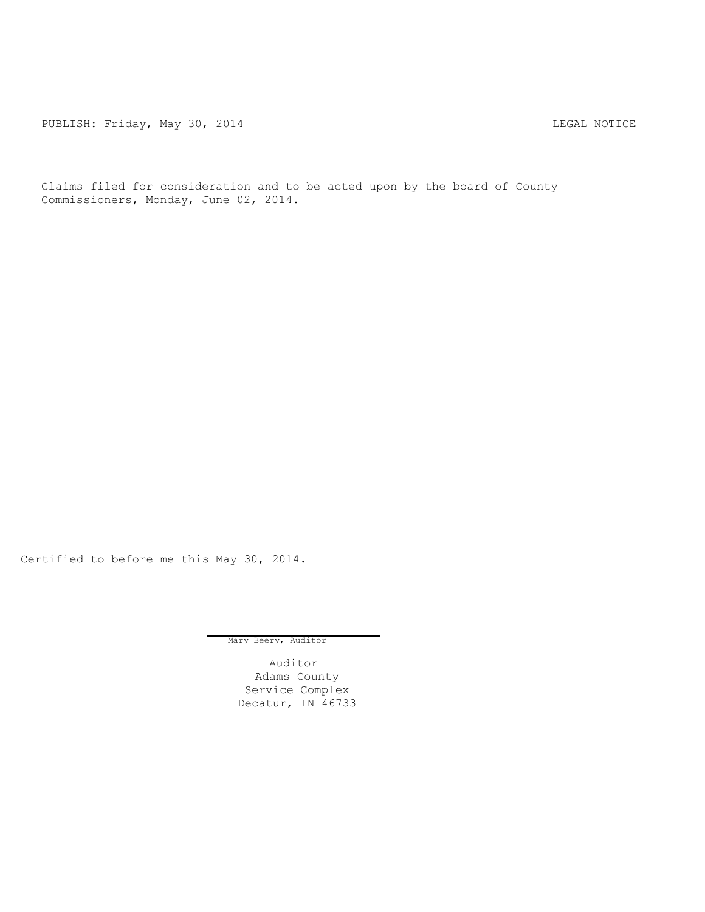PUBLISH: Friday, May 30, 2014 LEGAL NOTICE

Claims filed for consideration and to be acted upon by the board of County Commissioners, Monday, June 02, 2014.

Certified to before me this May 30, 2014.

Mary Beery, Auditor

Auditor
Adams County
Service Complex
Decatur, IN 46733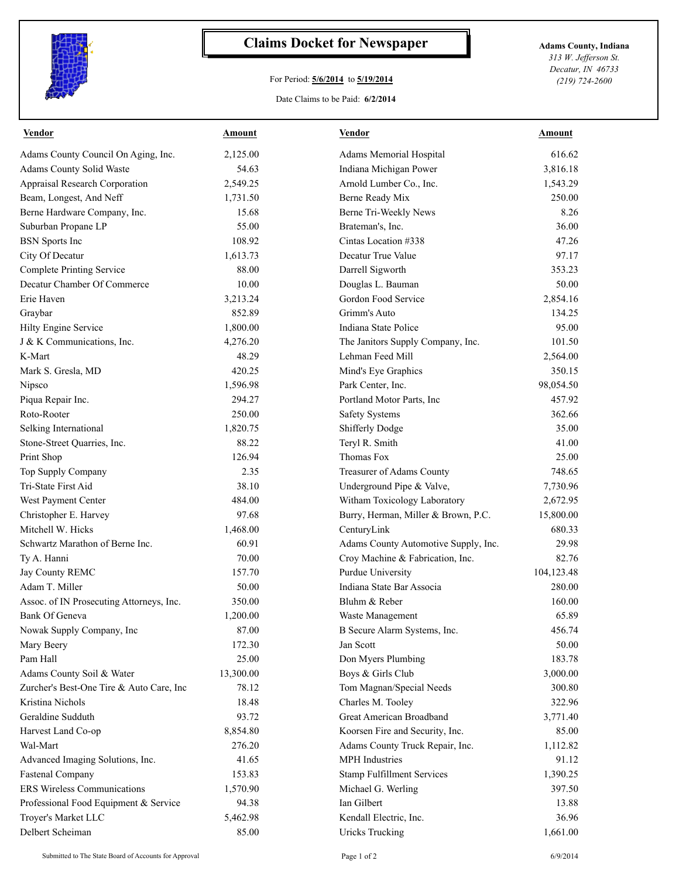# Claims Docket for Newspaper

**Adams County, Indiana**
*313 W. Jefferson St.*
*Decatur, IN 46733*
*(219) 724-2600*

For Period: **5/6/2014** to **5/19/2014**

Date Claims to be Paid: **6/2/2014**

| Vendor | Amount | Vendor | Amount |
|---|---|---|---|
| Adams County Council On Aging, Inc. | 2,125.00 | Adams Memorial Hospital | 616.62 |
| Adams County Solid Waste | 54.63 | Indiana Michigan Power | 3,816.18 |
| Appraisal Research Corporation | 2,549.25 | Arnold Lumber Co., Inc. | 1,543.29 |
| Beam, Longest, And Neff | 1,731.50 | Berne Ready Mix | 250.00 |
| Berne Hardware Company, Inc. | 15.68 | Berne Tri-Weekly News | 8.26 |
| Suburban Propane LP | 55.00 | Brateman's, Inc. | 36.00 |
| BSN Sports Inc | 108.92 | Cintas Location #338 | 47.26 |
| City Of Decatur | 1,613.73 | Decatur True Value | 97.17 |
| Complete Printing Service | 88.00 | Darrell Sigworth | 353.23 |
| Decatur Chamber Of Commerce | 10.00 | Douglas L. Bauman | 50.00 |
| Erie Haven | 3,213.24 | Gordon Food Service | 2,854.16 |
| Graybar | 852.89 | Grimm's Auto | 134.25 |
| Hilty Engine Service | 1,800.00 | Indiana State Police | 95.00 |
| J & K Communications, Inc. | 4,276.20 | The Janitors Supply Company, Inc. | 101.50 |
| K-Mart | 48.29 | Lehman Feed Mill | 2,564.00 |
| Mark S. Gresla, MD | 420.25 | Mind's Eye Graphics | 350.15 |
| Nipsco | 1,596.98 | Park Center, Inc. | 98,054.50 |
| Piqua Repair Inc. | 294.27 | Portland Motor Parts, Inc | 457.92 |
| Roto-Rooter | 250.00 | Safety Systems | 362.66 |
| Selking International | 1,820.75 | Shifferly Dodge | 35.00 |
| Stone-Street Quarries, Inc. | 88.22 | Teryl R. Smith | 41.00 |
| Print Shop | 126.94 | Thomas Fox | 25.00 |
| Top Supply Company | 2.35 | Treasurer of Adams County | 748.65 |
| Tri-State First Aid | 38.10 | Underground Pipe & Valve, | 7,730.96 |
| West Payment Center | 484.00 | Witham Toxicology Laboratory | 2,672.95 |
| Christopher E. Harvey | 97.68 | Burry, Herman, Miller & Brown, P.C. | 15,800.00 |
| Mitchell W. Hicks | 1,468.00 | CenturyLink | 680.33 |
| Schwartz Marathon of Berne Inc. | 60.91 | Adams County Automotive Supply, Inc. | 29.98 |
| Ty A. Hanni | 70.00 | Croy Machine & Fabrication, Inc. | 82.76 |
| Jay County REMC | 157.70 | Purdue University | 104,123.48 |
| Adam T. Miller | 50.00 | Indiana State Bar Associa | 280.00 |
| Assoc. of IN Prosecuting Attorneys, Inc. | 350.00 | Bluhm & Reber | 160.00 |
| Bank Of Geneva | 1,200.00 | Waste Management | 65.89 |
| Nowak Supply Company, Inc | 87.00 | B Secure Alarm Systems, Inc. | 456.74 |
| Mary Beery | 172.30 | Jan Scott | 50.00 |
| Pam Hall | 25.00 | Don Myers Plumbing | 183.78 |
| Adams County Soil & Water | 13,300.00 | Boys & Girls Club | 3,000.00 |
| Zurcher's Best-One Tire & Auto Care, Inc | 78.12 | Tom Magnan/Special Needs | 300.80 |
| Kristina Nichols | 18.48 | Charles M. Tooley | 322.96 |
| Geraldine Sudduth | 93.72 | Great American Broadband | 3,771.40 |
| Harvest Land Co-op | 8,854.80 | Koorsen Fire and Security, Inc. | 85.00 |
| Wal-Mart | 276.20 | Adams County Truck Repair, Inc. | 1,112.82 |
| Advanced Imaging Solutions, Inc. | 41.65 | MPH Industries | 91.12 |
| Fastenal Company | 153.83 | Stamp Fulfillment Services | 1,390.25 |
| ERS Wireless Communications | 1,570.90 | Michael G. Werling | 397.50 |
| Professional Food Equipment & Service | 94.38 | Ian Gilbert | 13.88 |
| Troyer's Market LLC | 5,462.98 | Kendall Electric, Inc. | 36.96 |
| Delbert Scheiman | 85.00 | Uricks Trucking | 1,661.00 |

Submitted to The State Board of Accounts for Approval

6/9/2014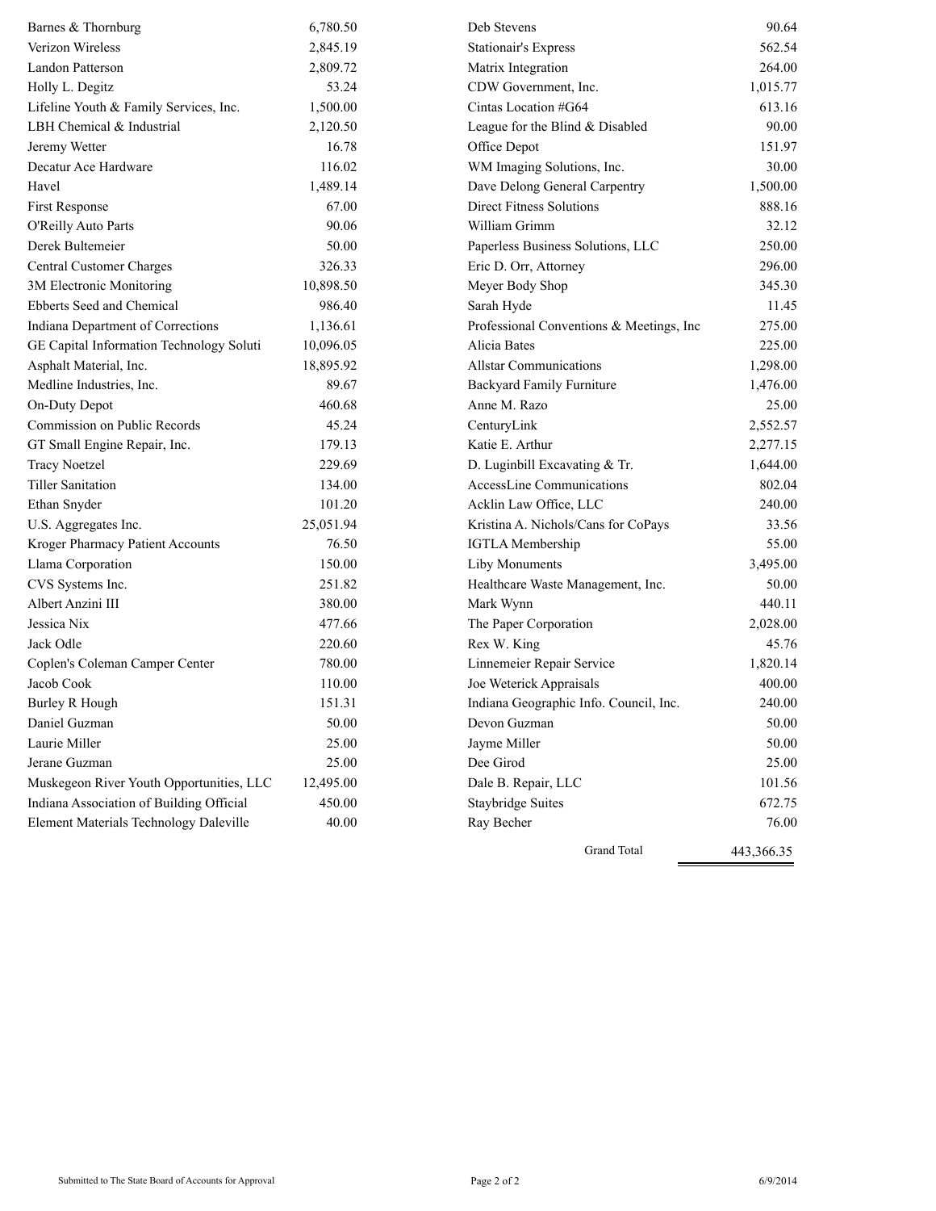| | |
|---|---|
| Barnes & Thornburg | 6,780.50 |
| Verizon Wireless | 2,845.19 |
| Landon Patterson | 2,809.72 |
| Holly L. Degitz | 53.24 |
| Lifeline Youth & Family Services, Inc. | 1,500.00 |
| LBH Chemical & Industrial | 2,120.50 |
| Jeremy Wetter | 16.78 |
| Decatur Ace Hardware | 116.02 |
| Havel | 1,489.14 |
| First Response | 67.00 |
| O'Reilly Auto Parts | 90.06 |
| Derek Bultemeier | 50.00 |
| Central Customer Charges | 326.33 |
| 3M Electronic Monitoring | 10,898.50 |
| Ebberts Seed and Chemical | 986.40 |
| Indiana Department of Corrections | 1,136.61 |
| GE Capital Information Technology Soluti | 10,096.05 |
| Asphalt Material, Inc. | 18,895.92 |
| Medline Industries, Inc. | 89.67 |
| On-Duty Depot | 460.68 |
| Commission on Public Records | 45.24 |
| GT Small Engine Repair, Inc. | 179.13 |
| Tracy Noetzel | 229.69 |
| Tiller Sanitation | 134.00 |
| Ethan Snyder | 101.20 |
| U.S. Aggregates Inc. | 25,051.94 |
| Kroger Pharmacy Patient Accounts | 76.50 |
| Llama Corporation | 150.00 |
| CVS Systems Inc. | 251.82 |
| Albert Anzini III | 380.00 |
| Jessica Nix | 477.66 |
| Jack Odle | 220.60 |
| Coplen's Coleman Camper Center | 780.00 |
| Jacob Cook | 110.00 |
| Burley R Hough | 151.31 |
| Daniel Guzman | 50.00 |
| Laurie Miller | 25.00 |
| Jerane Guzman | 25.00 |
| Muskegeon River Youth Opportunities, LLC | 12,495.00 |
| Indiana Association of Building Official | 450.00 |
| Element Materials Technology Daleville | 40.00 |
| Deb Stevens | 90.64 |
| Stationair's Express | 562.54 |
| Matrix Integration | 264.00 |
| CDW Government, Inc. | 1,015.77 |
| Cintas Location #G64 | 613.16 |
| League for the Blind & Disabled | 90.00 |
| Office Depot | 151.97 |
| WM Imaging Solutions, Inc. | 30.00 |
| Dave Delong General Carpentry | 1,500.00 |
| Direct Fitness Solutions | 888.16 |
| William Grimm | 32.12 |
| Paperless Business Solutions, LLC | 250.00 |
| Eric D. Orr, Attorney | 296.00 |
| Meyer Body Shop | 345.30 |
| Sarah Hyde | 11.45 |
| Professional Conventions & Meetings, Inc | 275.00 |
| Alicia Bates | 225.00 |
| Allstar Communications | 1,298.00 |
| Backyard Family Furniture | 1,476.00 |
| Anne M. Razo | 25.00 |
| CenturyLink | 2,552.57 |
| Katie E. Arthur | 2,277.15 |
| D. Luginbill Excavating & Tr. | 1,644.00 |
| AccessLine Communications | 802.04 |
| Acklin Law Office, LLC | 240.00 |
| Kristina A. Nichols/Cans for CoPays | 33.56 |
| IGTLA Membership | 55.00 |
| Liby Monuments | 3,495.00 |
| Healthcare Waste Management, Inc. | 50.00 |
| Mark Wynn | 440.11 |
| The Paper Corporation | 2,028.00 |
| Rex W. King | 45.76 |
| Linnemeier Repair Service | 1,820.14 |
| Joe Weterick Appraisals | 400.00 |
| Indiana Geographic Info. Council, Inc. | 240.00 |
| Devon Guzman | 50.00 |
| Jayme Miller | 50.00 |
| Dee Girod | 25.00 |
| Dale B. Repair, LLC | 101.56 |
| Staybridge Suites | 672.75 |
| Ray Becher | 76.00 |
| Grand Total | 443,366.35 |

Submitted to The State Board of Accounts for Approval

6/9/2014